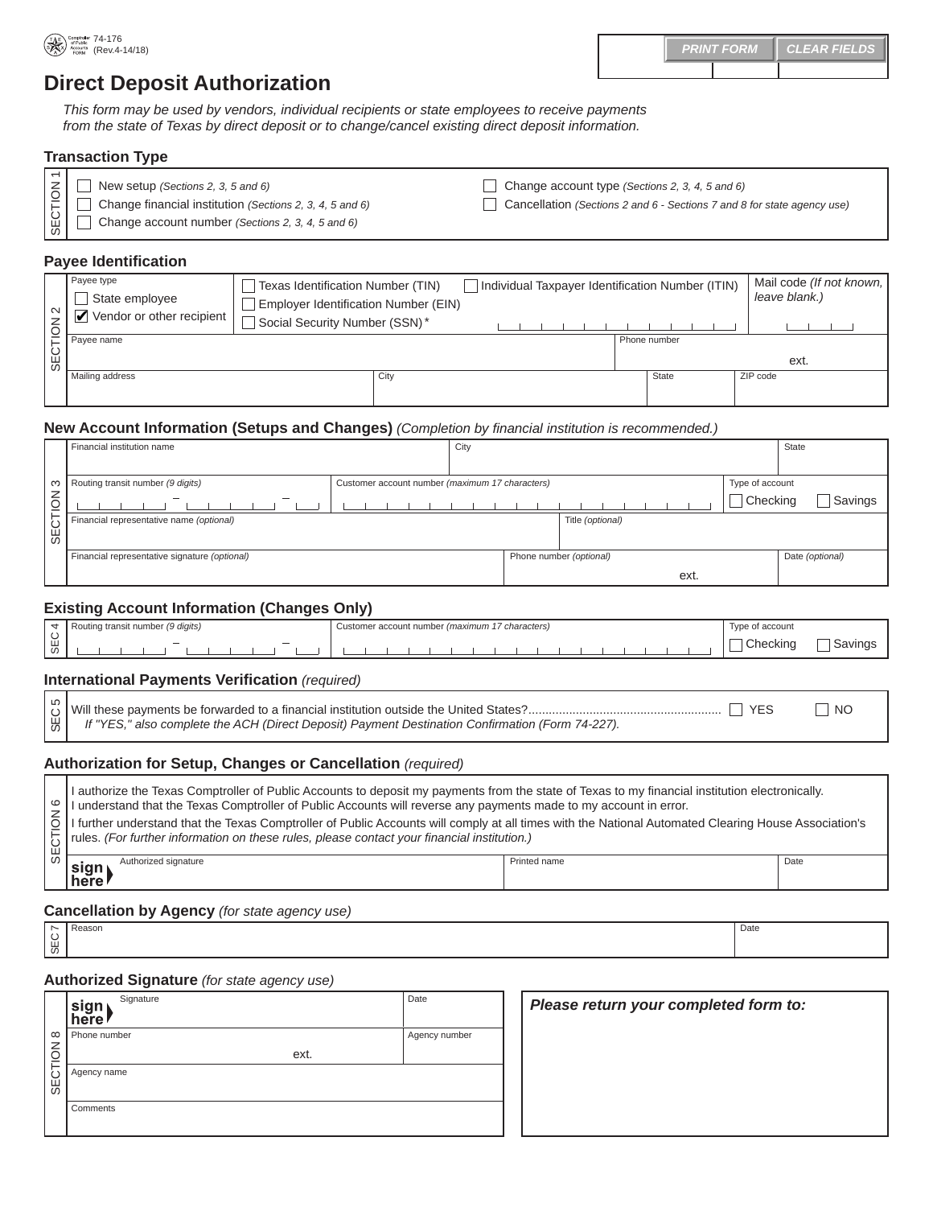74-176
(Rev.4-14/18)

PRINT FORM | CLEAR FIELDS

# Direct Deposit Authorization

*This form may be used by vendors, individual recipients or state employees to receive payments from the state of Texas by direct deposit or to change/cancel existing direct deposit information.*

## Transaction Type

**SECTION 1**

- ☐ New setup *(Sections 2, 3, 5 and 6)*
- ☐ Change financial institution *(Sections 2, 3, 4, 5 and 6)*
- ☐ Change account number *(Sections 2, 3, 4, 5 and 6)*
- ☐ Change account type *(Sections 2, 3, 4, 5 and 6)*
- ☐ Cancellation *(Sections 2 and 6 - Sections 7 and 8 for state agency use)*

## Payee Identification

**SECTION 2**

| Payee type | | Mail code *(If not known, leave blank.)* |
|---|---|---|
| ☐ State employee<br>☑ Vendor or other recipient | ☐ Texas Identification Number (TIN) ☐ Individual Taxpayer Identification Number (ITIN)<br>☐ Employer Identification Number (EIN)<br>☐ Social Security Number (SSN)* | |

| Payee name | | Phone number |
|---|---|---|
| | | ext. |

| Mailing address | City | State | ZIP code |
|---|---|---|---|
| | | | |

## New Account Information (Setups and Changes) *(Completion by financial institution is recommended.)*

**SECTION 3**

| Financial institution name | City | State |
|---|---|---|
| | | |

| Routing transit number *(9 digits)* | Customer account number *(maximum 17 characters)* | Type of account |
|---|---|---|
| – – | | ☐ Checking ☐ Savings |

| Financial representative name *(optional)* | Title *(optional)* |
|---|---|
| | |

| Financial representative signature *(optional)* | Phone number *(optional)* | Date *(optional)* |
|---|---|---|
| | ext. | |

## Existing Account Information (Changes Only)

**SEC 4**

| Routing transit number *(9 digits)* | Customer account number *(maximum 17 characters)* | Type of account |
|---|---|---|
| – – | | ☐ Checking ☐ Savings |

## International Payments Verification *(required)*

**SEC 5**

Will these payments be forwarded to a financial institution outside the United States?........................................................ ☐ YES ☐ NO

*If "YES," also complete the ACH (Direct Deposit) Payment Destination Confirmation (Form 74-227).*

## Authorization for Setup, Changes or Cancellation *(required)*

**SECTION 6**

I authorize the Texas Comptroller of Public Accounts to deposit my payments from the state of Texas to my financial institution electronically. I understand that the Texas Comptroller of Public Accounts will reverse any payments made to my account in error.

I further understand that the Texas Comptroller of Public Accounts will comply at all times with the National Automated Clearing House Association's rules. *(For further information on these rules, please contact your financial institution.)*

| sign here ▶ Authorized signature | Printed name | Date |
|---|---|---|
| | | |

## Cancellation by Agency *(for state agency use)*

**SEC 7**

| Reason | Date |
|---|---|
| | |

## Authorized Signature *(for state agency use)*

**SECTION 8**

| sign here ▶ Signature | Date |
|---|---|
| | |
| Phone number | Agency number |
| ext. | |
| Agency name | |
| Comments | |

***Please return your completed form to:***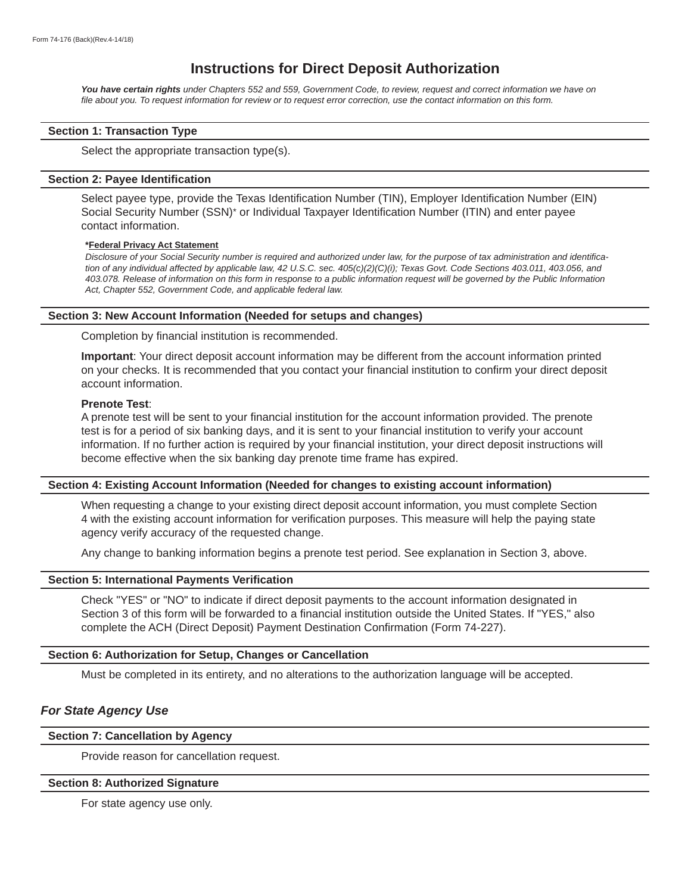# Instructions for Direct Deposit Authorization

***You have certain rights** under Chapters 552 and 559, Government Code, to review, request and correct information we have on file about you. To request information for review or to request error correction, use the contact information on this form.*

## Section 1: Transaction Type

Select the appropriate transaction type(s).

## Section 2: Payee Identification

Select payee type, provide the Texas Identification Number (TIN), Employer Identification Number (EIN) Social Security Number (SSN)* or Individual Taxpayer Identification Number (ITIN) and enter payee contact information.

**\*Federal Privacy Act Statement**

*Disclosure of your Social Security number is required and authorized under law, for the purpose of tax administration and identification of any individual affected by applicable law, 42 U.S.C. sec. 405(c)(2)(C)(i); Texas Govt. Code Sections 403.011, 403.056, and 403.078. Release of information on this form in response to a public information request will be governed by the Public Information Act, Chapter 552, Government Code, and applicable federal law.*

## Section 3: New Account Information (Needed for setups and changes)

Completion by financial institution is recommended.

**Important**: Your direct deposit account information may be different from the account information printed on your checks. It is recommended that you contact your financial institution to confirm your direct deposit account information.

**Prenote Test**:
A prenote test will be sent to your financial institution for the account information provided. The prenote test is for a period of six banking days, and it is sent to your financial institution to verify your account information. If no further action is required by your financial institution, your direct deposit instructions will become effective when the six banking day prenote time frame has expired.

## Section 4: Existing Account Information (Needed for changes to existing account information)

When requesting a change to your existing direct deposit account information, you must complete Section 4 with the existing account information for verification purposes. This measure will help the paying state agency verify accuracy of the requested change.

Any change to banking information begins a prenote test period. See explanation in Section 3, above.

## Section 5: International Payments Verification

Check "YES" or "NO" to indicate if direct deposit payments to the account information designated in Section 3 of this form will be forwarded to a financial institution outside the United States. If "YES," also complete the ACH (Direct Deposit) Payment Destination Confirmation (Form 74-227).

## Section 6: Authorization for Setup, Changes or Cancellation

Must be completed in its entirety, and no alterations to the authorization language will be accepted.

## *For State Agency Use*

## Section 7: Cancellation by Agency

Provide reason for cancellation request.

## Section 8: Authorized Signature

For state agency use only.